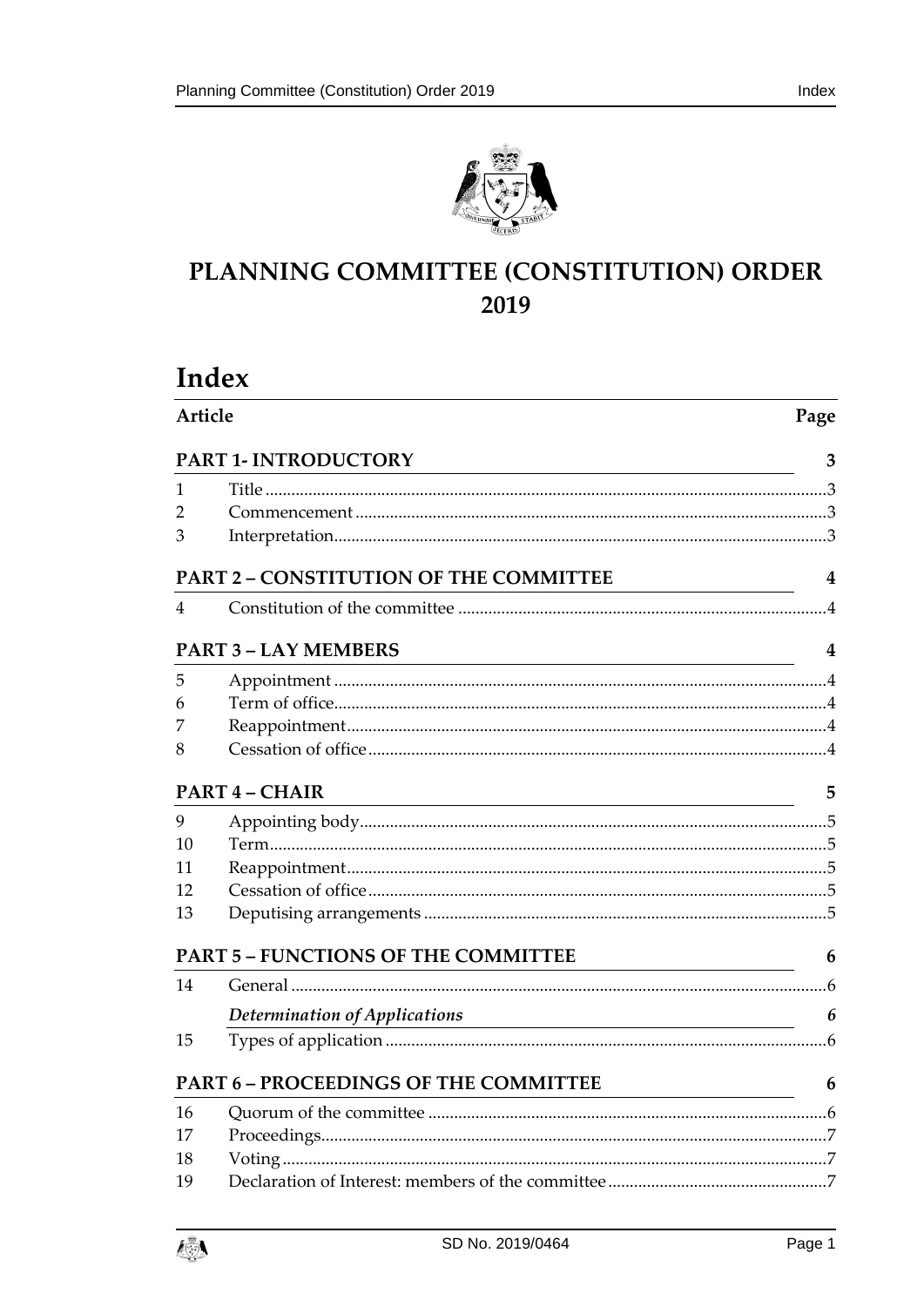# PLANNING COMMITTEE (CONSTITUTION) ORDER 2019

## Index

| Article | | Page |
|---|---|---|
| **PART 1- INTRODUCTORY** | | **3** |
| 1 | Title | 3 |
| 2 | Commencement | 3 |
| 3 | Interpretation | 3 |
| **PART 2 – CONSTITUTION OF THE COMMITTEE** | | **4** |
| 4 | Constitution of the committee | 4 |
| **PART 3 – LAY MEMBERS** | | **4** |
| 5 | Appointment | 4 |
| 6 | Term of office | 4 |
| 7 | Reappointment | 4 |
| 8 | Cessation of office | 4 |
| **PART 4 – CHAIR** | | **5** |
| 9 | Appointing body | 5 |
| 10 | Term | 5 |
| 11 | Reappointment | 5 |
| 12 | Cessation of office | 5 |
| 13 | Deputising arrangements | 5 |
| **PART 5 – FUNCTIONS OF THE COMMITTEE** | | **6** |
| 14 | General | 6 |
| | ***Determination of Applications*** | ***6*** |
| 15 | Types of application | 6 |
| **PART 6 – PROCEEDINGS OF THE COMMITTEE** | | **6** |
| 16 | Quorum of the committee | 6 |
| 17 | Proceedings | 7 |
| 18 | Voting | 7 |
| 19 | Declaration of Interest: members of the committee | 7 |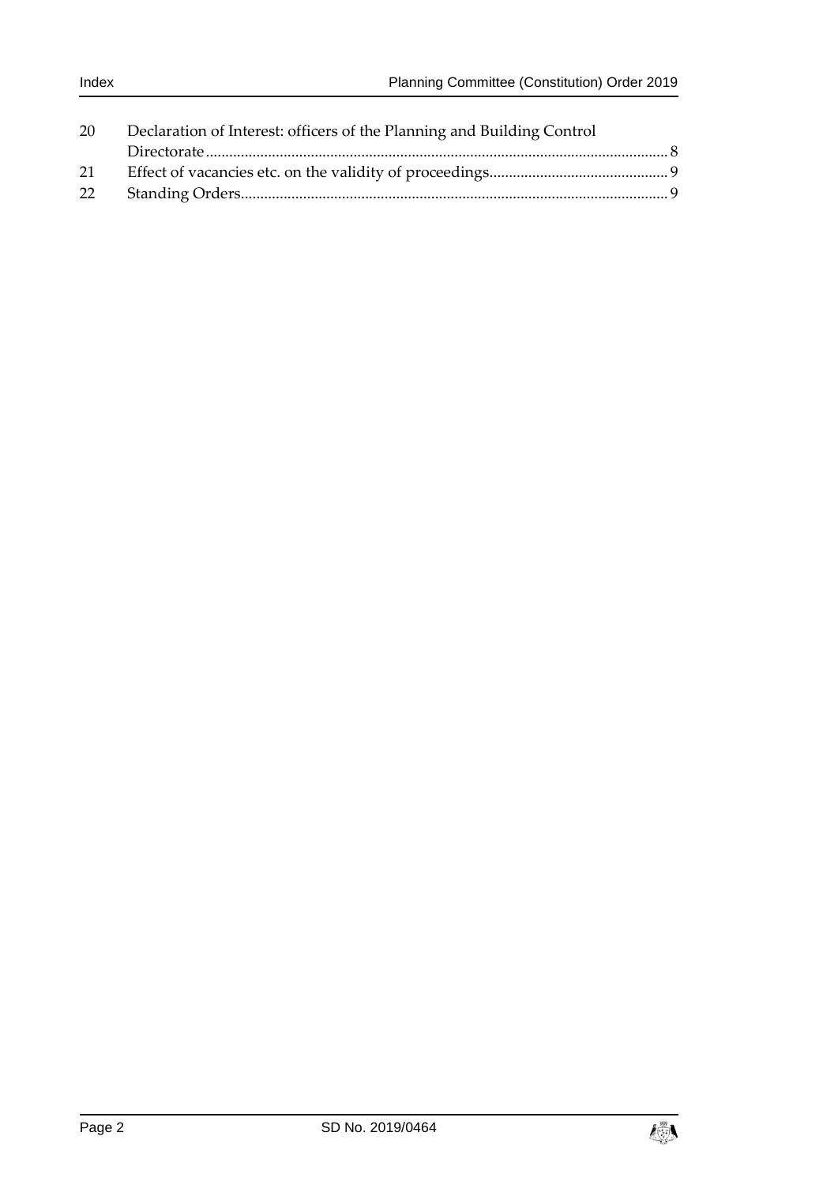| | | |
|---|---|---|
| 20 | Declaration of Interest: officers of the Planning and Building Control Directorate | 8 |
| 21 | Effect of vacancies etc. on the validity of proceedings | 9 |
| 22 | Standing Orders | 9 |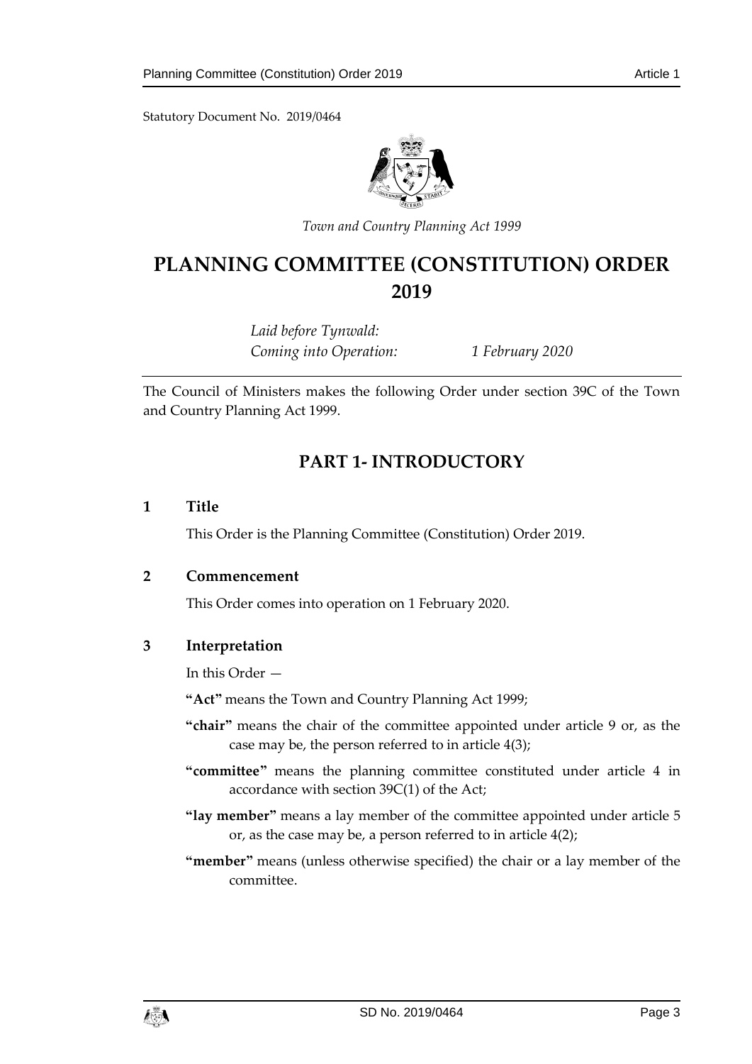Statutory Document No. 2019/0464

*Town and Country Planning Act 1999*

# PLANNING COMMITTEE (CONSTITUTION) ORDER 2019

*Laid before Tynwald:*
*Coming into Operation: 1 February 2020*

The Council of Ministers makes the following Order under section 39C of the Town and Country Planning Act 1999.

## PART 1- INTRODUCTORY

### 1 Title

This Order is the Planning Committee (Constitution) Order 2019.

### 2 Commencement

This Order comes into operation on 1 February 2020.

### 3 Interpretation

In this Order —

**"Act"** means the Town and Country Planning Act 1999;

**"chair"** means the chair of the committee appointed under article 9 or, as the case may be, the person referred to in article 4(3);

**"committee"** means the planning committee constituted under article 4 in accordance with section 39C(1) of the Act;

**"lay member"** means a lay member of the committee appointed under article 5 or, as the case may be, a person referred to in article 4(2);

**"member"** means (unless otherwise specified) the chair or a lay member of the committee.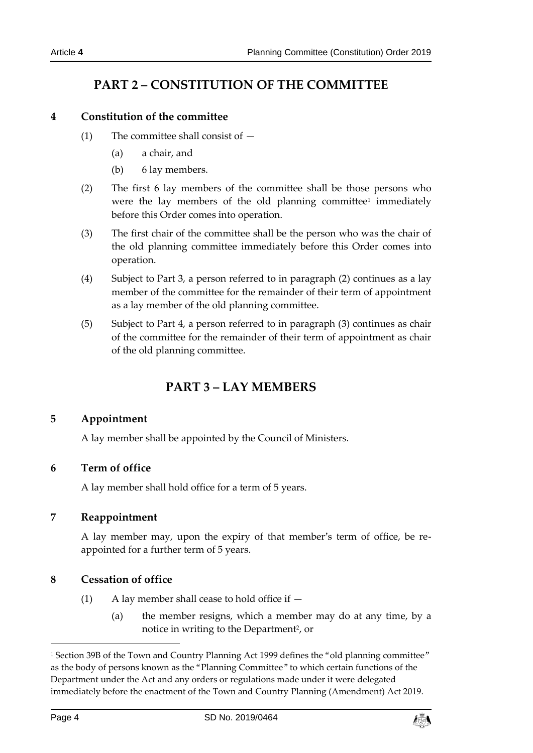## PART 2 – CONSTITUTION OF THE COMMITTEE

### 4 Constitution of the committee

(1) The committee shall consist of —

(a) a chair, and

(b) 6 lay members.

(2) The first 6 lay members of the committee shall be those persons who were the lay members of the old planning committee[1] immediately before this Order comes into operation.

(3) The first chair of the committee shall be the person who was the chair of the old planning committee immediately before this Order comes into operation.

(4) Subject to Part 3, a person referred to in paragraph (2) continues as a lay member of the committee for the remainder of their term of appointment as a lay member of the old planning committee.

(5) Subject to Part 4, a person referred to in paragraph (3) continues as chair of the committee for the remainder of their term of appointment as chair of the old planning committee.

## PART 3 – LAY MEMBERS

### 5 Appointment

A lay member shall be appointed by the Council of Ministers.

### 6 Term of office

A lay member shall hold office for a term of 5 years.

### 7 Reappointment

A lay member may, upon the expiry of that member's term of office, be re-appointed for a further term of 5 years.

### 8 Cessation of office

(1) A lay member shall cease to hold office if —

(a) the member resigns, which a member may do at any time, by a notice in writing to the Department[2], or

---

[1] Section 39B of the Town and Country Planning Act 1999 defines the "old planning committee" as the body of persons known as the "Planning Committee" to which certain functions of the Department under the Act and any orders or regulations made under it were delegated immediately before the enactment of the Town and Country Planning (Amendment) Act 2019.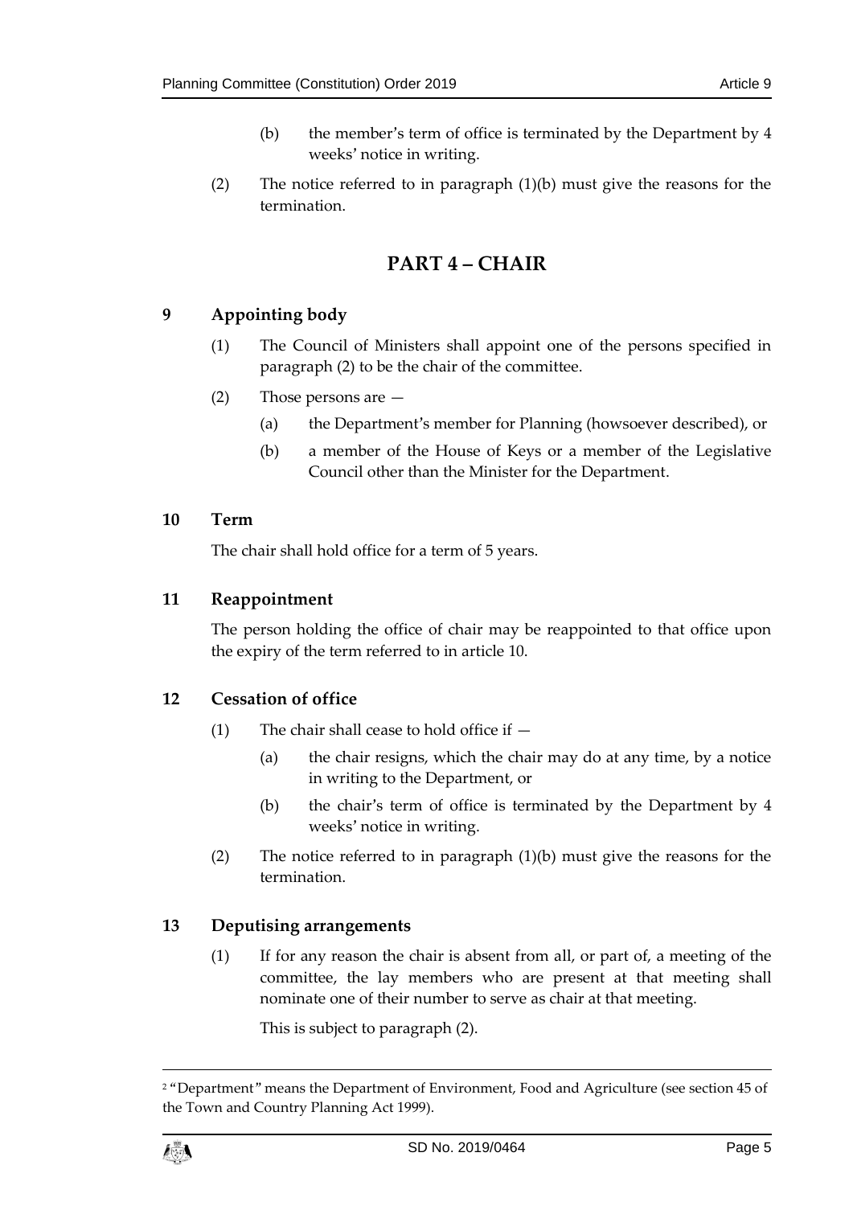(b) the member's term of office is terminated by the Department by 4 weeks' notice in writing.

(2) The notice referred to in paragraph (1)(b) must give the reasons for the termination.

## PART 4 – CHAIR

### 9 Appointing body

(1) The Council of Ministers shall appoint one of the persons specified in paragraph (2) to be the chair of the committee.

(2) Those persons are —

(a) the Department's member for Planning (howsoever described), or

(b) a member of the House of Keys or a member of the Legislative Council other than the Minister for the Department.

### 10 Term

The chair shall hold office for a term of 5 years.

### 11 Reappointment

The person holding the office of chair may be reappointed to that office upon the expiry of the term referred to in article 10.

### 12 Cessation of office

(1) The chair shall cease to hold office if —

(a) the chair resigns, which the chair may do at any time, by a notice in writing to the Department, or

(b) the chair's term of office is terminated by the Department by 4 weeks' notice in writing.

(2) The notice referred to in paragraph (1)(b) must give the reasons for the termination.

### 13 Deputising arrangements

(1) If for any reason the chair is absent from all, or part of, a meeting of the committee, the lay members who are present at that meeting shall nominate one of their number to serve as chair at that meeting.

This is subject to paragraph (2).

---

[2] "Department" means the Department of Environment, Food and Agriculture (see section 45 of the Town and Country Planning Act 1999).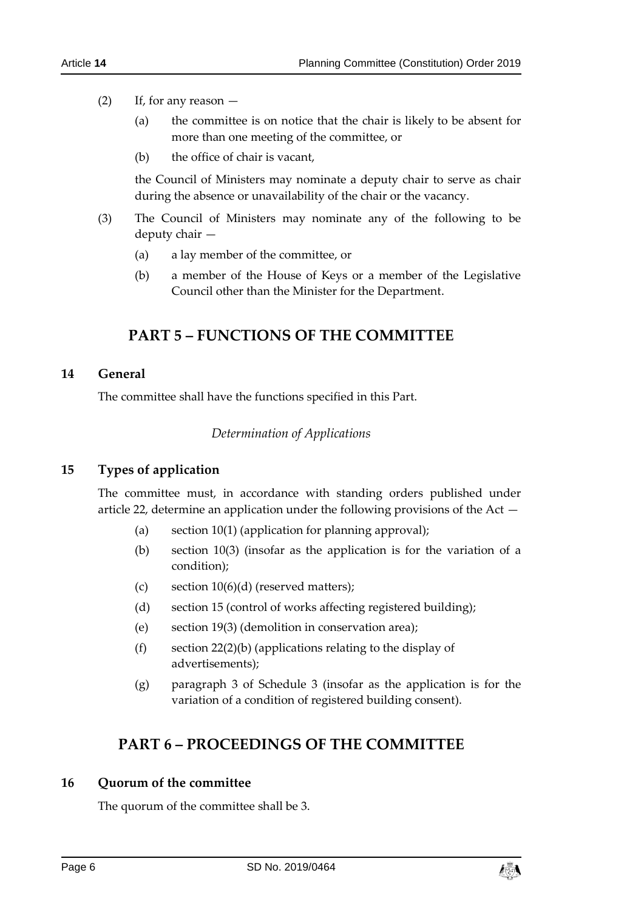(2) If, for any reason —

(a) the committee is on notice that the chair is likely to be absent for more than one meeting of the committee, or

(b) the office of chair is vacant,

the Council of Ministers may nominate a deputy chair to serve as chair during the absence or unavailability of the chair or the vacancy.

(3) The Council of Ministers may nominate any of the following to be deputy chair —

(a) a lay member of the committee, or

(b) a member of the House of Keys or a member of the Legislative Council other than the Minister for the Department.

## PART 5 – FUNCTIONS OF THE COMMITTEE

### 14 General

The committee shall have the functions specified in this Part.

*Determination of Applications*

### 15 Types of application

The committee must, in accordance with standing orders published under article 22, determine an application under the following provisions of the Act —

(a) section 10(1) (application for planning approval);

(b) section 10(3) (insofar as the application is for the variation of a condition);

(c) section 10(6)(d) (reserved matters);

(d) section 15 (control of works affecting registered building);

(e) section 19(3) (demolition in conservation area);

(f) section 22(2)(b) (applications relating to the display of advertisements);

(g) paragraph 3 of Schedule 3 (insofar as the application is for the variation of a condition of registered building consent).

## PART 6 – PROCEEDINGS OF THE COMMITTEE

### 16 Quorum of the committee

The quorum of the committee shall be 3.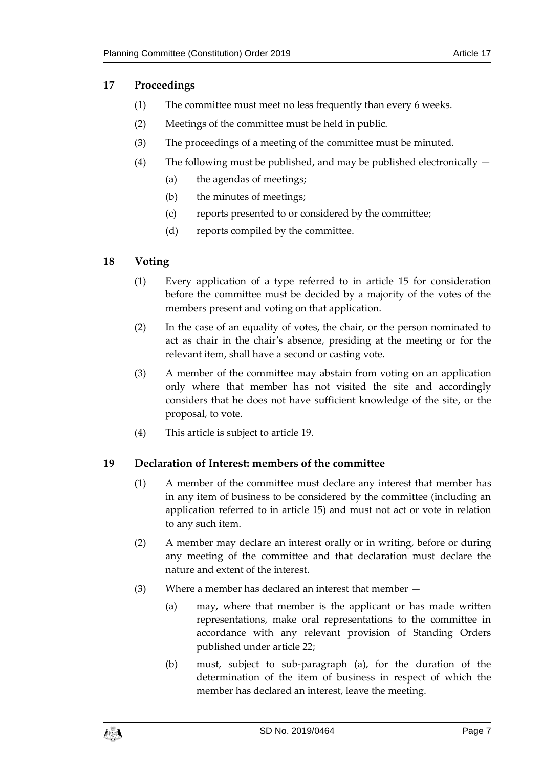## 17 Proceedings

(1) The committee must meet no less frequently than every 6 weeks.

(2) Meetings of the committee must be held in public.

(3) The proceedings of a meeting of the committee must be minuted.

(4) The following must be published, and may be published electronically —

(a) the agendas of meetings;

(b) the minutes of meetings;

(c) reports presented to or considered by the committee;

(d) reports compiled by the committee.

## 18 Voting

(1) Every application of a type referred to in article 15 for consideration before the committee must be decided by a majority of the votes of the members present and voting on that application.

(2) In the case of an equality of votes, the chair, or the person nominated to act as chair in the chair's absence, presiding at the meeting or for the relevant item, shall have a second or casting vote.

(3) A member of the committee may abstain from voting on an application only where that member has not visited the site and accordingly considers that he does not have sufficient knowledge of the site, or the proposal, to vote.

(4) This article is subject to article 19.

## 19 Declaration of Interest: members of the committee

(1) A member of the committee must declare any interest that member has in any item of business to be considered by the committee (including an application referred to in article 15) and must not act or vote in relation to any such item.

(2) A member may declare an interest orally or in writing, before or during any meeting of the committee and that declaration must declare the nature and extent of the interest.

(3) Where a member has declared an interest that member —

(a) may, where that member is the applicant or has made written representations, make oral representations to the committee in accordance with any relevant provision of Standing Orders published under article 22;

(b) must, subject to sub-paragraph (a), for the duration of the determination of the item of business in respect of which the member has declared an interest, leave the meeting.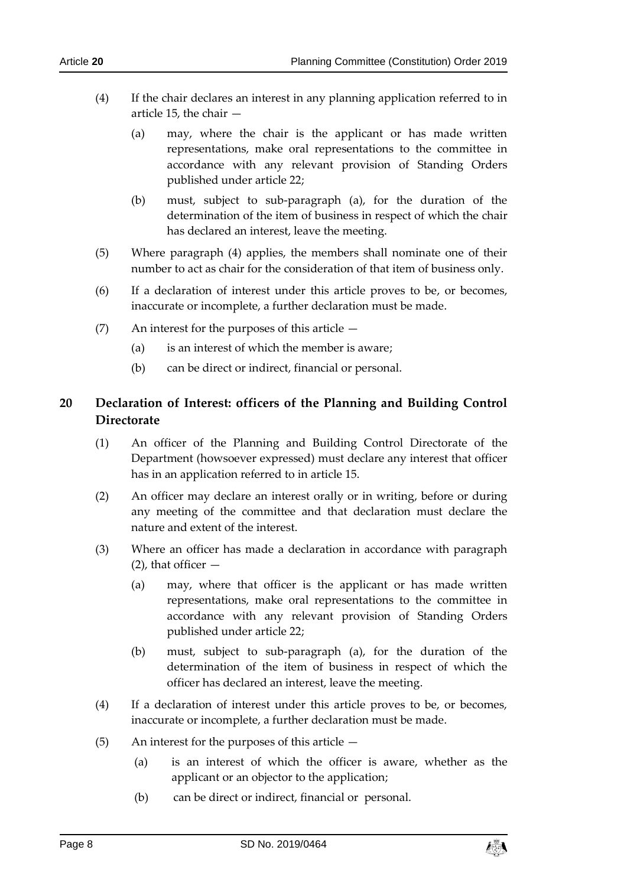(4) If the chair declares an interest in any planning application referred to in article 15, the chair —

(a) may, where the chair is the applicant or has made written representations, make oral representations to the committee in accordance with any relevant provision of Standing Orders published under article 22;

(b) must, subject to sub-paragraph (a), for the duration of the determination of the item of business in respect of which the chair has declared an interest, leave the meeting.

(5) Where paragraph (4) applies, the members shall nominate one of their number to act as chair for the consideration of that item of business only.

(6) If a declaration of interest under this article proves to be, or becomes, inaccurate or incomplete, a further declaration must be made.

(7) An interest for the purposes of this article —

(a) is an interest of which the member is aware;

(b) can be direct or indirect, financial or personal.

## 20 Declaration of Interest: officers of the Planning and Building Control Directorate

(1) An officer of the Planning and Building Control Directorate of the Department (howsoever expressed) must declare any interest that officer has in an application referred to in article 15.

(2) An officer may declare an interest orally or in writing, before or during any meeting of the committee and that declaration must declare the nature and extent of the interest.

(3) Where an officer has made a declaration in accordance with paragraph (2), that officer —

(a) may, where that officer is the applicant or has made written representations, make oral representations to the committee in accordance with any relevant provision of Standing Orders published under article 22;

(b) must, subject to sub-paragraph (a), for the duration of the determination of the item of business in respect of which the officer has declared an interest, leave the meeting.

(4) If a declaration of interest under this article proves to be, or becomes, inaccurate or incomplete, a further declaration must be made.

(5) An interest for the purposes of this article —

(a) is an interest of which the officer is aware, whether as the applicant or an objector to the application;

(b) can be direct or indirect, financial or personal.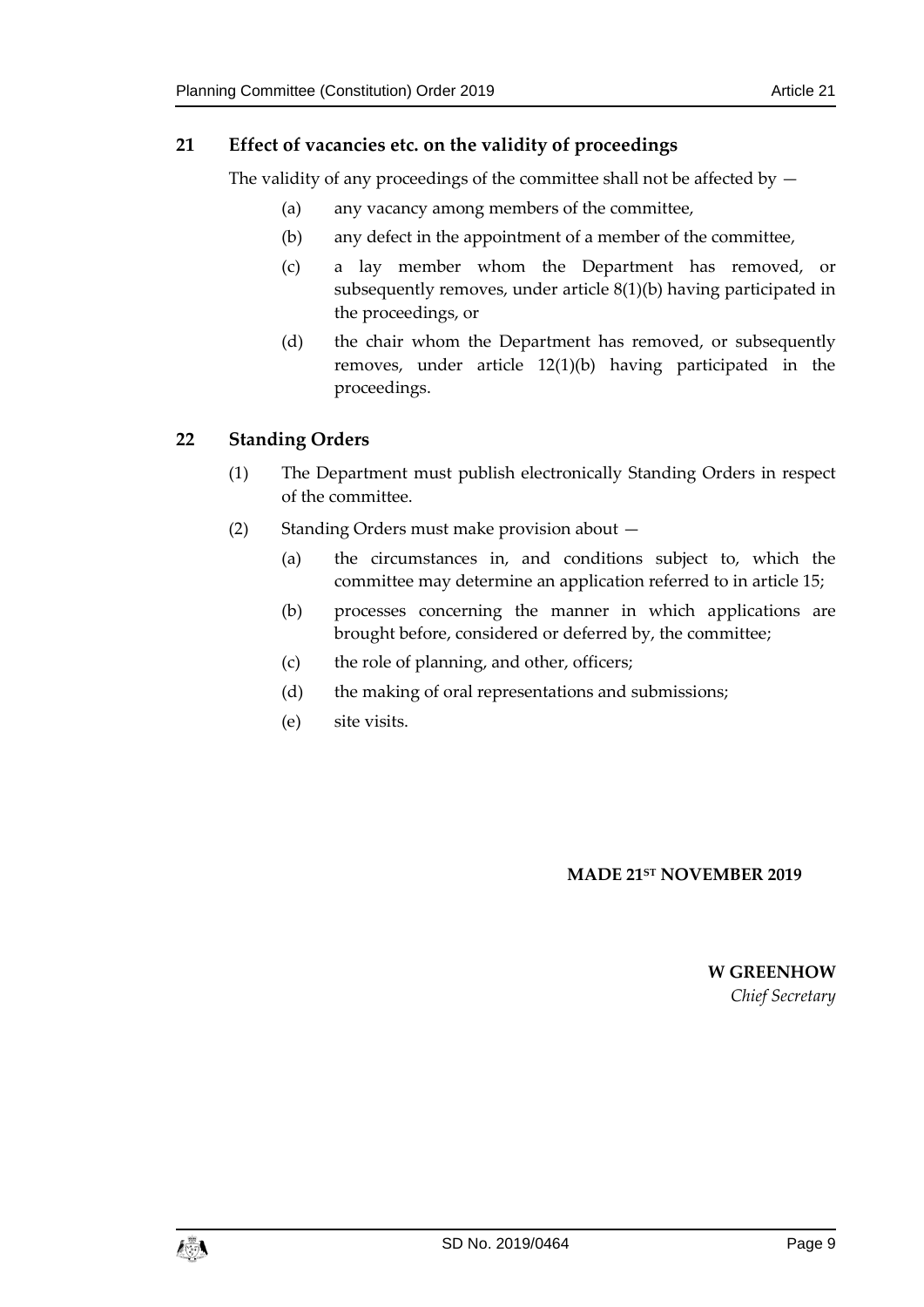## 21 Effect of vacancies etc. on the validity of proceedings

The validity of any proceedings of the committee shall not be affected by —

(a) any vacancy among members of the committee,

(b) any defect in the appointment of a member of the committee,

(c) a lay member whom the Department has removed, or subsequently removes, under article 8(1)(b) having participated in the proceedings, or

(d) the chair whom the Department has removed, or subsequently removes, under article 12(1)(b) having participated in the proceedings.

## 22 Standing Orders

(1) The Department must publish electronically Standing Orders in respect of the committee.

(2) Standing Orders must make provision about —

(a) the circumstances in, and conditions subject to, which the committee may determine an application referred to in article 15;

(b) processes concerning the manner in which applications are brought before, considered or deferred by, the committee;

(c) the role of planning, and other, officers;

(d) the making of oral representations and submissions;

(e) site visits.

**MADE 21ST NOVEMBER 2019**

**W GREENHOW**
*Chief Secretary*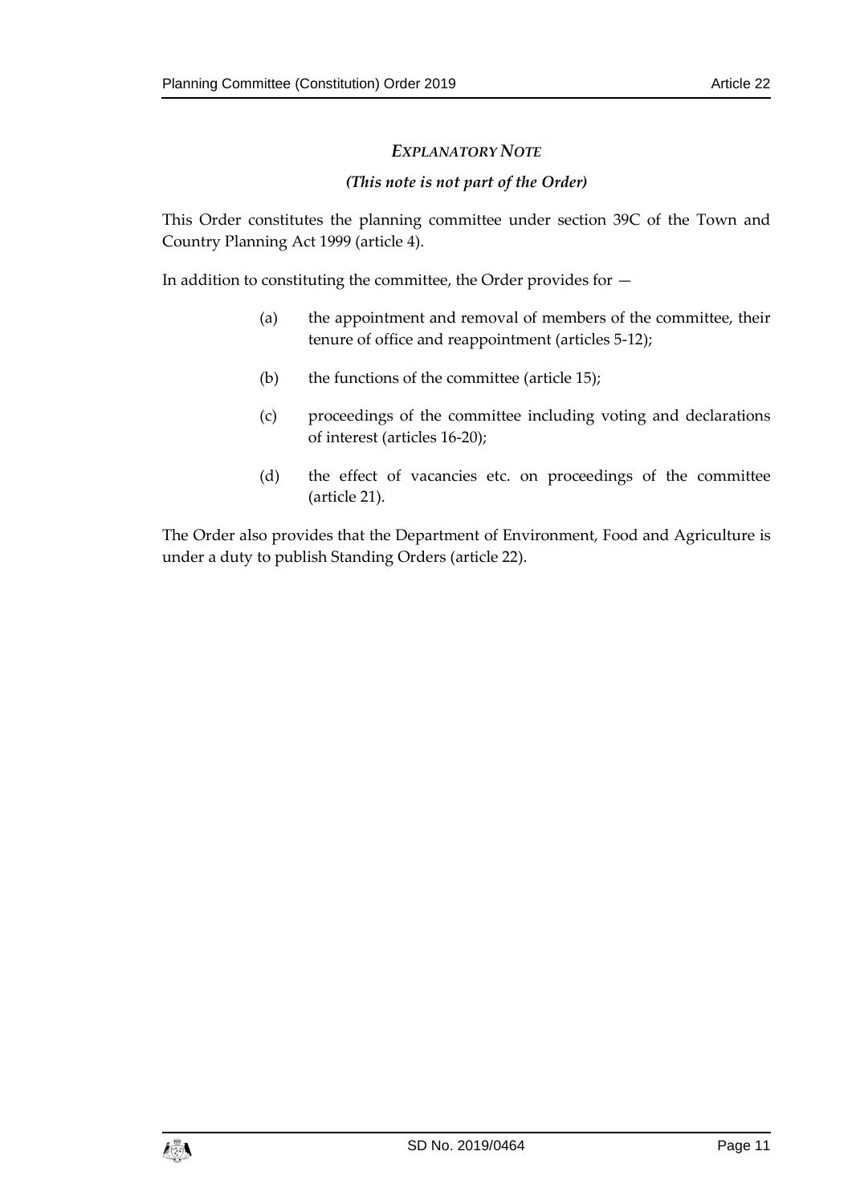## *EXPLANATORY NOTE*

***(This note is not part of the Order)***

This Order constitutes the planning committee under section 39C of the Town and Country Planning Act 1999 (article 4).

In addition to constituting the committee, the Order provides for —

(a) the appointment and removal of members of the committee, their tenure of office and reappointment (articles 5-12);

(b) the functions of the committee (article 15);

(c) proceedings of the committee including voting and declarations of interest (articles 16-20);

(d) the effect of vacancies etc. on proceedings of the committee (article 21).

The Order also provides that the Department of Environment, Food and Agriculture is under a duty to publish Standing Orders (article 22).